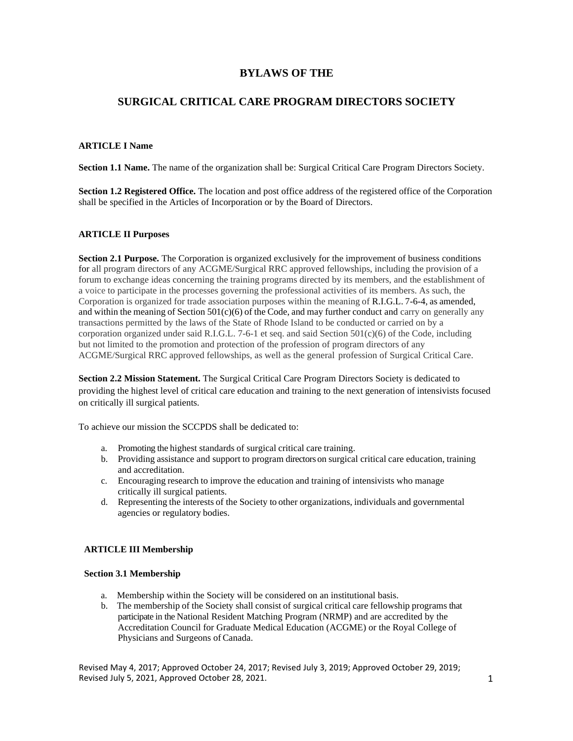# BYLAWS OF THE

# SURGICAL CRITICAL CARE PROGRAM DIRECTORS SOCIETY

### ARTICLE I Name

**Section 1.1 Name.** The name of the organization shall be: Surgical Critical Care Program Directors Society.

**Section 1.2 Registered Office.** The location and post office address of the registered office of the Corporation shall be specified in the Articles of Incorporation or by the Board of Directors.

### ARTICLE II Purposes

**Section 2.1 Purpose.** The Corporation is organized exclusively for the improvement of business conditions for all program directors of any ACGME/Surgical RRC approved fellowships, including the provision of a forum to exchange ideas concerning the training programs directed by its members, and the establishment of a voice to participate in the processes governing the professional activities of its members. As such, the Corporation is organized for trade association purposes within the meaning of R.I.G.L. 7-6-4, as amended, and within the meaning of Section 501(c)(6) of the Code, and may further conduct and carry on generally any transactions permitted by the laws of the State of Rhode Island to be conducted or carried on by a corporation organized under said R.I.G.L. 7-6-1 et seq. and said Section 501(c)(6) of the Code, including but not limited to the promotion and protection of the profession of program directors of any ACGME/Surgical RRC approved fellowships, as well as the general profession of Surgical Critical Care.

**Section 2.2 Mission Statement.** The Surgical Critical Care Program Directors Society is dedicated to providing the highest level of critical care education and training to the next generation of intensivists focused on critically ill surgical patients.

To achieve our mission the SCCPDS shall be dedicated to:

a. Promoting the highest standards of surgical critical care training.
b. Providing assistance and support to program directors on surgical critical care education, training and accreditation.
c. Encouraging research to improve the education and training of intensivists who manage critically ill surgical patients.
d. Representing the interests of the Society to other organizations, individuals and governmental agencies or regulatory bodies.

### ARTICLE III Membership

**Section 3.1 Membership**

a. Membership within the Society will be considered on an institutional basis.
b. The membership of the Society shall consist of surgical critical care fellowship programs that participate in the National Resident Matching Program (NRMP) and are accredited by the Accreditation Council for Graduate Medical Education (ACGME) or the Royal College of Physicians and Surgeons of Canada.

Revised May 4, 2017; Approved October 24, 2017; Revised July 3, 2019; Approved October 29, 2019; Revised July 5, 2021, Approved October 28, 2021.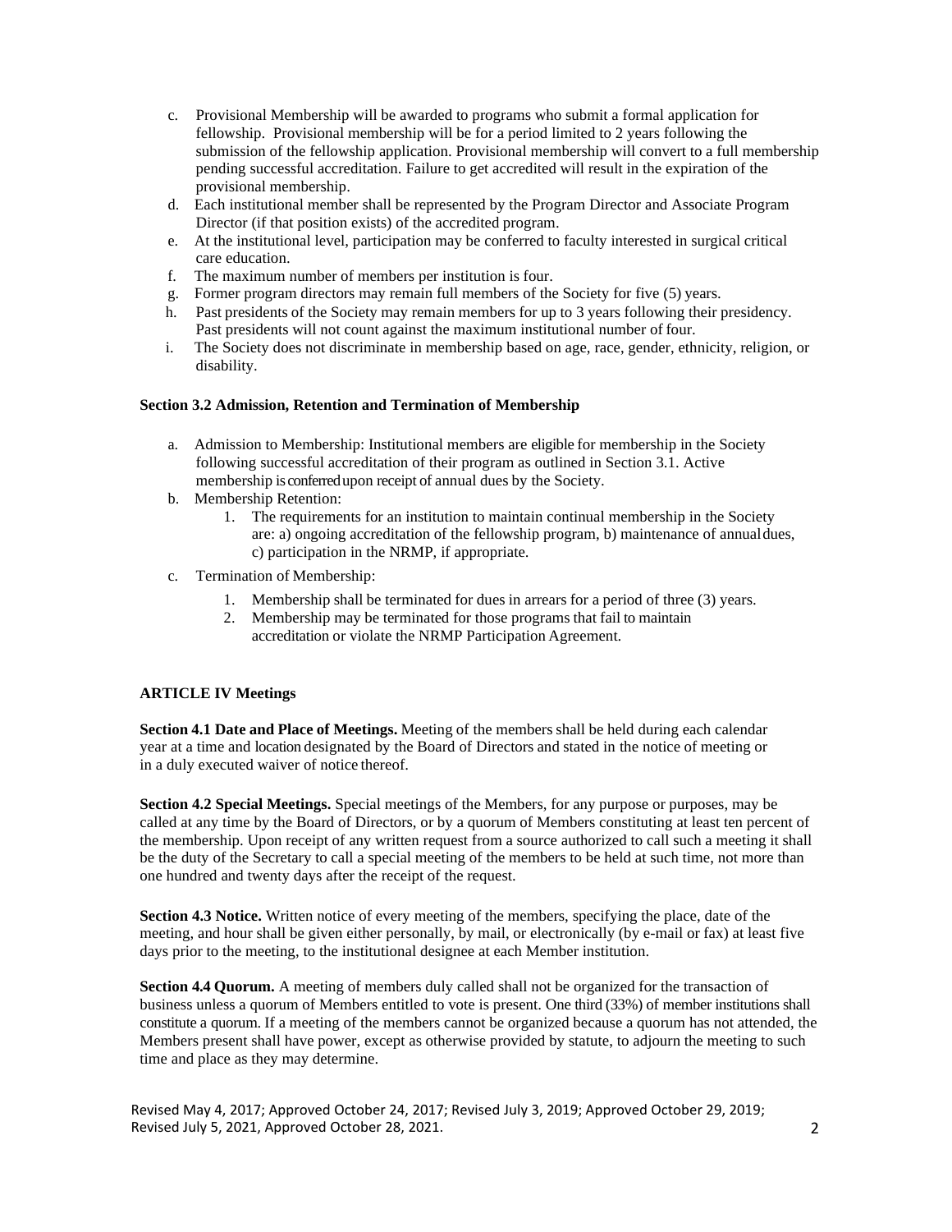c. Provisional Membership will be awarded to programs who submit a formal application for fellowship. Provisional membership will be for a period limited to 2 years following the submission of the fellowship application. Provisional membership will convert to a full membership pending successful accreditation. Failure to get accredited will result in the expiration of the provisional membership.
d. Each institutional member shall be represented by the Program Director and Associate Program Director (if that position exists) of the accredited program.
e. At the institutional level, participation may be conferred to faculty interested in surgical critical care education.
f. The maximum number of members per institution is four.
g. Former program directors may remain full members of the Society for five (5) years.
h. Past presidents of the Society may remain members for up to 3 years following their presidency. Past presidents will not count against the maximum institutional number of four.
i. The Society does not discriminate in membership based on age, race, gender, ethnicity, religion, or disability.

**Section 3.2 Admission, Retention and Termination of Membership**

a. Admission to Membership: Institutional members are eligible for membership in the Society following successful accreditation of their program as outlined in Section 3.1. Active membership is conferred upon receipt of annual dues by the Society.
b. Membership Retention:
   1. The requirements for an institution to maintain continual membership in the Society are: a) ongoing accreditation of the fellowship program, b) maintenance of annual dues, c) participation in the NRMP, if appropriate.
c. Termination of Membership:
   1. Membership shall be terminated for dues in arrears for a period of three (3) years.
   2. Membership may be terminated for those programs that fail to maintain accreditation or violate the NRMP Participation Agreement.

## ARTICLE IV Meetings

**Section 4.1 Date and Place of Meetings.** Meeting of the members shall be held during each calendar year at a time and location designated by the Board of Directors and stated in the notice of meeting or in a duly executed waiver of notice thereof.

**Section 4.2 Special Meetings.** Special meetings of the Members, for any purpose or purposes, may be called at any time by the Board of Directors, or by a quorum of Members constituting at least ten percent of the membership. Upon receipt of any written request from a source authorized to call such a meeting it shall be the duty of the Secretary to call a special meeting of the members to be held at such time, not more than one hundred and twenty days after the receipt of the request.

**Section 4.3 Notice.** Written notice of every meeting of the members, specifying the place, date of the meeting, and hour shall be given either personally, by mail, or electronically (by e-mail or fax) at least five days prior to the meeting, to the institutional designee at each Member institution.

**Section 4.4 Quorum.** A meeting of members duly called shall not be organized for the transaction of business unless a quorum of Members entitled to vote is present. One third (33%) of member institutions shall constitute a quorum. If a meeting of the members cannot be organized because a quorum has not attended, the Members present shall have power, except as otherwise provided by statute, to adjourn the meeting to such time and place as they may determine.

Revised May 4, 2017; Approved October 24, 2017; Revised July 3, 2019; Approved October 29, 2019; Revised July 5, 2021, Approved October 28, 2021.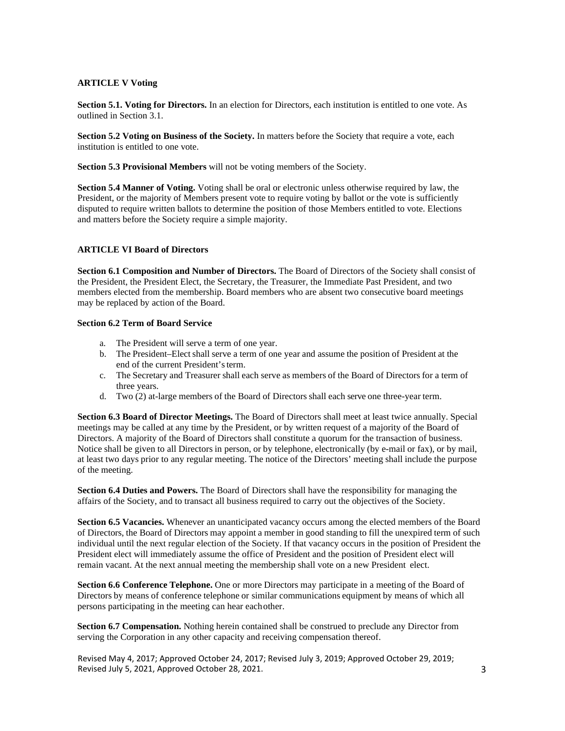**ARTICLE V Voting**

**Section 5.1. Voting for Directors.** In an election for Directors, each institution is entitled to one vote. As outlined in Section 3.1.

**Section 5.2 Voting on Business of the Society.** In matters before the Society that require a vote, each institution is entitled to one vote.

**Section 5.3 Provisional Members** will not be voting members of the Society.

**Section 5.4 Manner of Voting.** Voting shall be oral or electronic unless otherwise required by law, the President, or the majority of Members present vote to require voting by ballot or the vote is sufficiently disputed to require written ballots to determine the position of those Members entitled to vote. Elections and matters before the Society require a simple majority.

**ARTICLE VI Board of Directors**

**Section 6.1 Composition and Number of Directors.** The Board of Directors of the Society shall consist of the President, the President Elect, the Secretary, the Treasurer, the Immediate Past President, and two members elected from the membership. Board members who are absent two consecutive board meetings may be replaced by action of the Board.

**Section 6.2 Term of Board Service**

a. The President will serve a term of one year.
b. The President–Elect shall serve a term of one year and assume the position of President at the end of the current President's term.
c. The Secretary and Treasurer shall each serve as members of the Board of Directors for a term of three years.
d. Two (2) at-large members of the Board of Directors shall each serve one three-year term.

**Section 6.3 Board of Director Meetings.** The Board of Directors shall meet at least twice annually. Special meetings may be called at any time by the President, or by written request of a majority of the Board of Directors. A majority of the Board of Directors shall constitute a quorum for the transaction of business. Notice shall be given to all Directors in person, or by telephone, electronically (by e-mail or fax), or by mail, at least two days prior to any regular meeting. The notice of the Directors' meeting shall include the purpose of the meeting.

**Section 6.4 Duties and Powers.** The Board of Directors shall have the responsibility for managing the affairs of the Society, and to transact all business required to carry out the objectives of the Society.

**Section 6.5 Vacancies.** Whenever an unanticipated vacancy occurs among the elected members of the Board of Directors, the Board of Directors may appoint a member in good standing to fill the unexpired term of such individual until the next regular election of the Society. If that vacancy occurs in the position of President the President elect will immediately assume the office of President and the position of President elect will remain vacant. At the next annual meeting the membership shall vote on a new President elect.

**Section 6.6 Conference Telephone.** One or more Directors may participate in a meeting of the Board of Directors by means of conference telephone or similar communications equipment by means of which all persons participating in the meeting can hear each other.

**Section 6.7 Compensation.** Nothing herein contained shall be construed to preclude any Director from serving the Corporation in any other capacity and receiving compensation thereof.

Revised May 4, 2017; Approved October 24, 2017; Revised July 3, 2019; Approved October 29, 2019; Revised July 5, 2021, Approved October 28, 2021.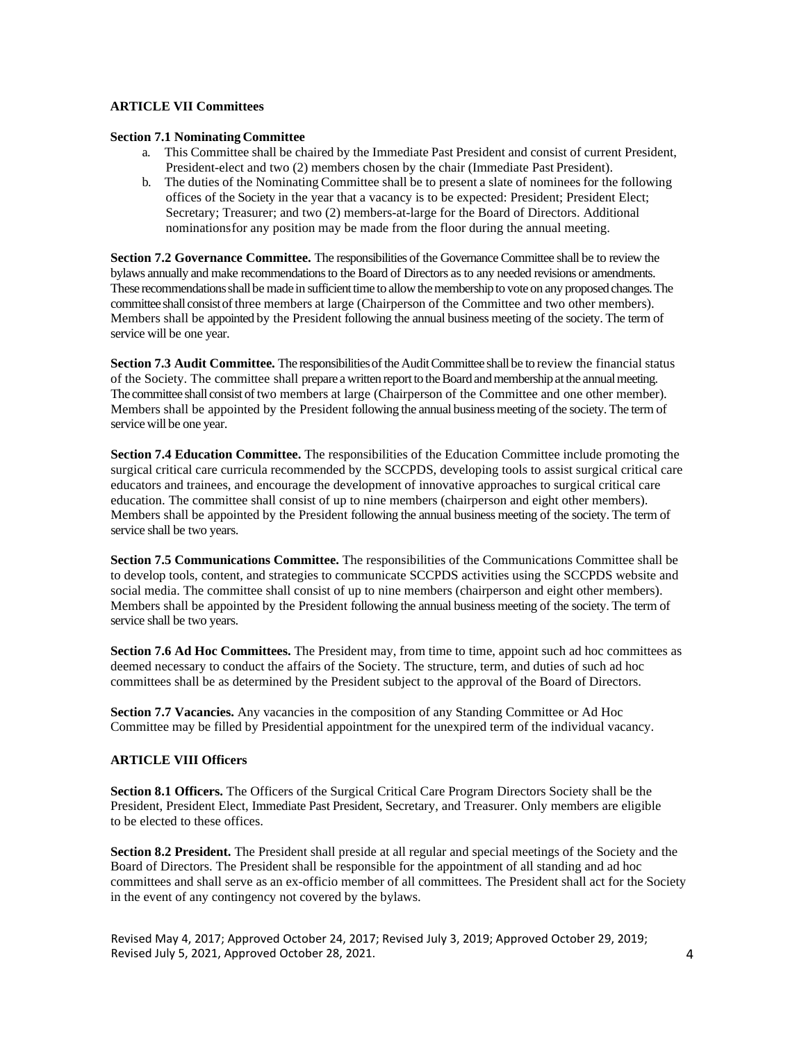## ARTICLE VII Committees

### Section 7.1 Nominating Committee

a. This Committee shall be chaired by the Immediate Past President and consist of current President, President-elect and two (2) members chosen by the chair (Immediate Past President).
b. The duties of the Nominating Committee shall be to present a slate of nominees for the following offices of the Society in the year that a vacancy is to be expected: President; President Elect; Secretary; Treasurer; and two (2) members-at-large for the Board of Directors. Additional nominations for any position may be made from the floor during the annual meeting.

**Section 7.2 Governance Committee.** The responsibilities of the Governance Committee shall be to review the bylaws annually and make recommendations to the Board of Directors as to any needed revisions or amendments. These recommendations shall be made in sufficient time to allow the membership to vote on any proposed changes. The committee shall consist of three members at large (Chairperson of the Committee and two other members). Members shall be appointed by the President following the annual business meeting of the society. The term of service will be one year.

**Section 7.3 Audit Committee.** The responsibilities of the Audit Committee shall be to review the financial status of the Society. The committee shall prepare a written report to the Board and membership at the annual meeting. The committee shall consist of two members at large (Chairperson of the Committee and one other member). Members shall be appointed by the President following the annual business meeting of the society. The term of service will be one year.

**Section 7.4 Education Committee.** The responsibilities of the Education Committee include promoting the surgical critical care curricula recommended by the SCCPDS, developing tools to assist surgical critical care educators and trainees, and encourage the development of innovative approaches to surgical critical care education. The committee shall consist of up to nine members (chairperson and eight other members). Members shall be appointed by the President following the annual business meeting of the society. The term of service shall be two years.

**Section 7.5 Communications Committee.** The responsibilities of the Communications Committee shall be to develop tools, content, and strategies to communicate SCCPDS activities using the SCCPDS website and social media. The committee shall consist of up to nine members (chairperson and eight other members). Members shall be appointed by the President following the annual business meeting of the society. The term of service shall be two years.

**Section 7.6 Ad Hoc Committees.** The President may, from time to time, appoint such ad hoc committees as deemed necessary to conduct the affairs of the Society. The structure, term, and duties of such ad hoc committees shall be as determined by the President subject to the approval of the Board of Directors.

**Section 7.7 Vacancies.** Any vacancies in the composition of any Standing Committee or Ad Hoc Committee may be filled by Presidential appointment for the unexpired term of the individual vacancy.

## ARTICLE VIII Officers

**Section 8.1 Officers.** The Officers of the Surgical Critical Care Program Directors Society shall be the President, President Elect, Immediate Past President, Secretary, and Treasurer. Only members are eligible to be elected to these offices.

**Section 8.2 President.** The President shall preside at all regular and special meetings of the Society and the Board of Directors. The President shall be responsible for the appointment of all standing and ad hoc committees and shall serve as an ex-officio member of all committees. The President shall act for the Society in the event of any contingency not covered by the bylaws.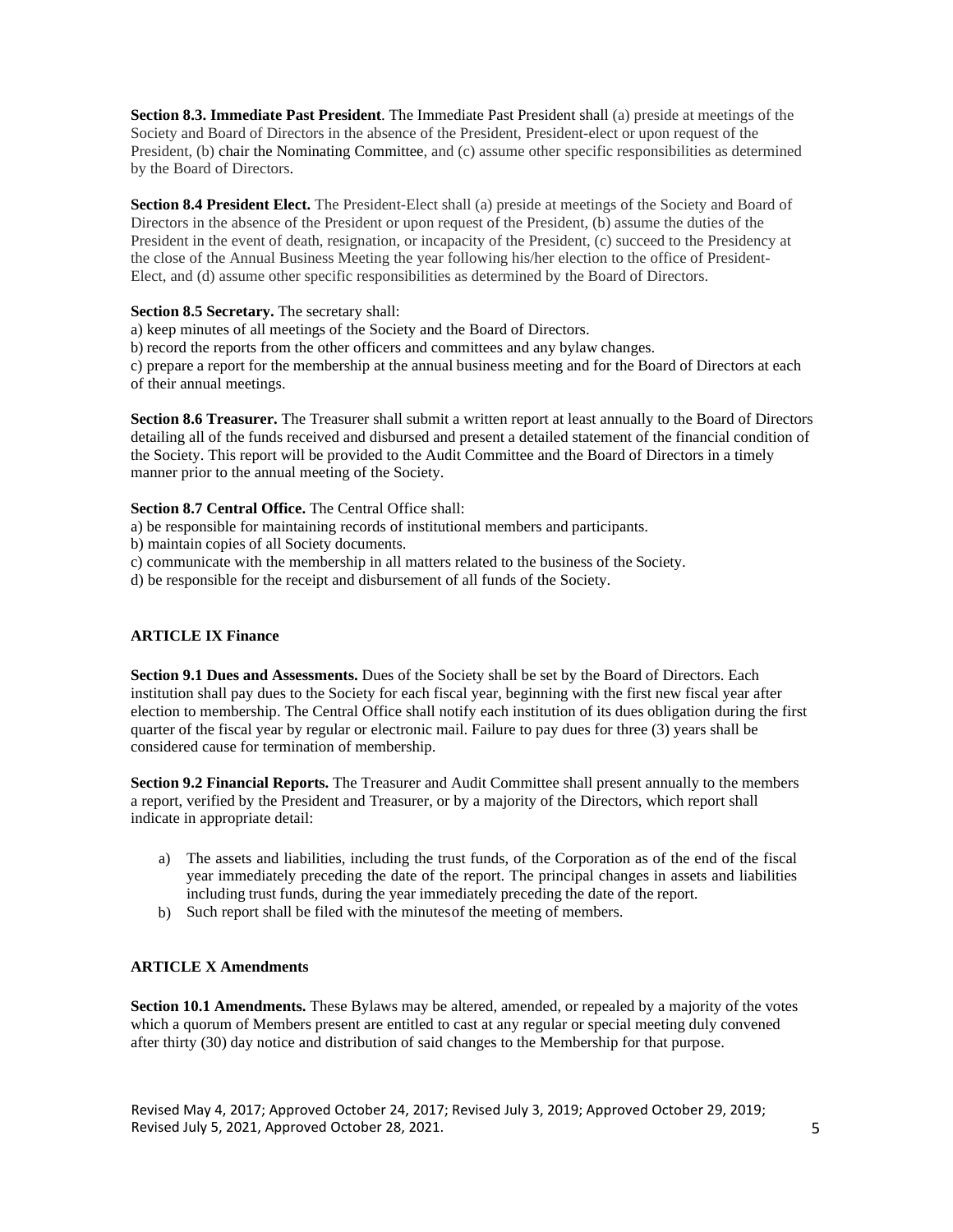**Section 8.3. Immediate Past President**. The Immediate Past President shall (a) preside at meetings of the Society and Board of Directors in the absence of the President, President-elect or upon request of the President, (b) chair the Nominating Committee, and (c) assume other specific responsibilities as determined by the Board of Directors.

**Section 8.4 President Elect.** The President-Elect shall (a) preside at meetings of the Society and Board of Directors in the absence of the President or upon request of the President, (b) assume the duties of the President in the event of death, resignation, or incapacity of the President, (c) succeed to the Presidency at the close of the Annual Business Meeting the year following his/her election to the office of President-Elect, and (d) assume other specific responsibilities as determined by the Board of Directors.

**Section 8.5 Secretary.** The secretary shall:

a) keep minutes of all meetings of the Society and the Board of Directors.

b) record the reports from the other officers and committees and any bylaw changes.

c) prepare a report for the membership at the annual business meeting and for the Board of Directors at each of their annual meetings.

**Section 8.6 Treasurer.** The Treasurer shall submit a written report at least annually to the Board of Directors detailing all of the funds received and disbursed and present a detailed statement of the financial condition of the Society. This report will be provided to the Audit Committee and the Board of Directors in a timely manner prior to the annual meeting of the Society.

**Section 8.7 Central Office.** The Central Office shall:

a) be responsible for maintaining records of institutional members and participants.

b) maintain copies of all Society documents.

c) communicate with the membership in all matters related to the business of the Society.

d) be responsible for the receipt and disbursement of all funds of the Society.

## ARTICLE IX Finance

**Section 9.1 Dues and Assessments.** Dues of the Society shall be set by the Board of Directors. Each institution shall pay dues to the Society for each fiscal year, beginning with the first new fiscal year after election to membership. The Central Office shall notify each institution of its dues obligation during the first quarter of the fiscal year by regular or electronic mail. Failure to pay dues for three (3) years shall be considered cause for termination of membership.

**Section 9.2 Financial Reports.** The Treasurer and Audit Committee shall present annually to the members a report, verified by the President and Treasurer, or by a majority of the Directors, which report shall indicate in appropriate detail:

a) The assets and liabilities, including the trust funds, of the Corporation as of the end of the fiscal year immediately preceding the date of the report. The principal changes in assets and liabilities including trust funds, during the year immediately preceding the date of the report.

b) Such report shall be filed with the minutesof the meeting of members.

## ARTICLE X Amendments

**Section 10.1 Amendments.** These Bylaws may be altered, amended, or repealed by a majority of the votes which a quorum of Members present are entitled to cast at any regular or special meeting duly convened after thirty (30) day notice and distribution of said changes to the Membership for that purpose.

Revised May 4, 2017; Approved October 24, 2017; Revised July 3, 2019; Approved October 29, 2019; Revised July 5, 2021, Approved October 28, 2021.